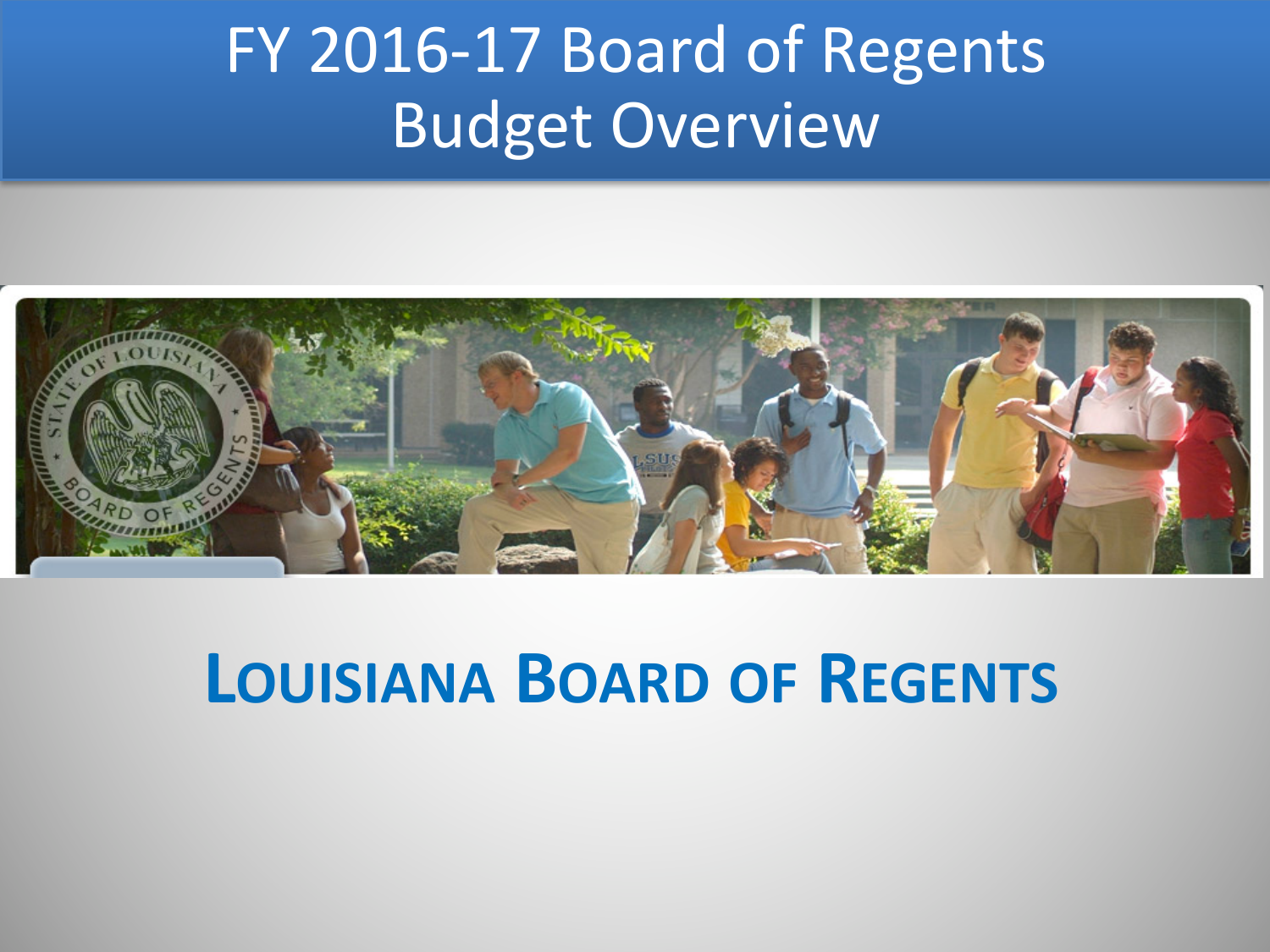# FY 2016-17 Board of Regents Budget Overview

## LOUISIANA BOARD OF REGENTS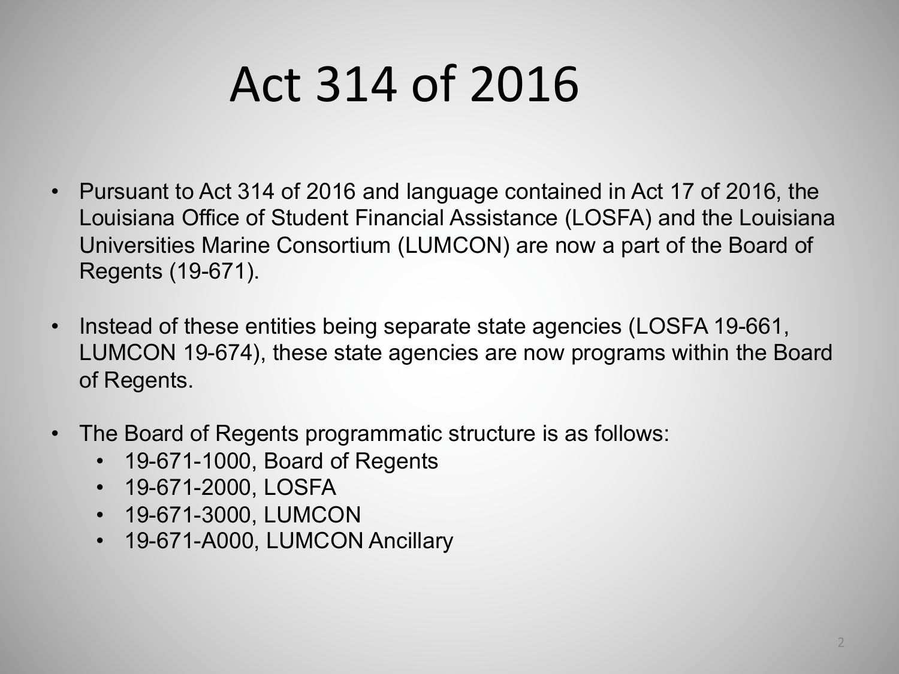# Act 314 of 2016

- Pursuant to Act 314 of 2016 and language contained in Act 17 of 2016, the Louisiana Office of Student Financial Assistance (LOSFA) and the Louisiana Universities Marine Consortium (LUMCON) are now a part of the Board of Regents (19-671).

- Instead of these entities being separate state agencies (LOSFA 19-661, LUMCON 19-674), these state agencies are now programs within the Board of Regents.

- The Board of Regents programmatic structure is as follows:
  - 19-671-1000, Board of Regents
  - 19-671-2000, LOSFA
  - 19-671-3000, LUMCON
  - 19-671-A000, LUMCON Ancillary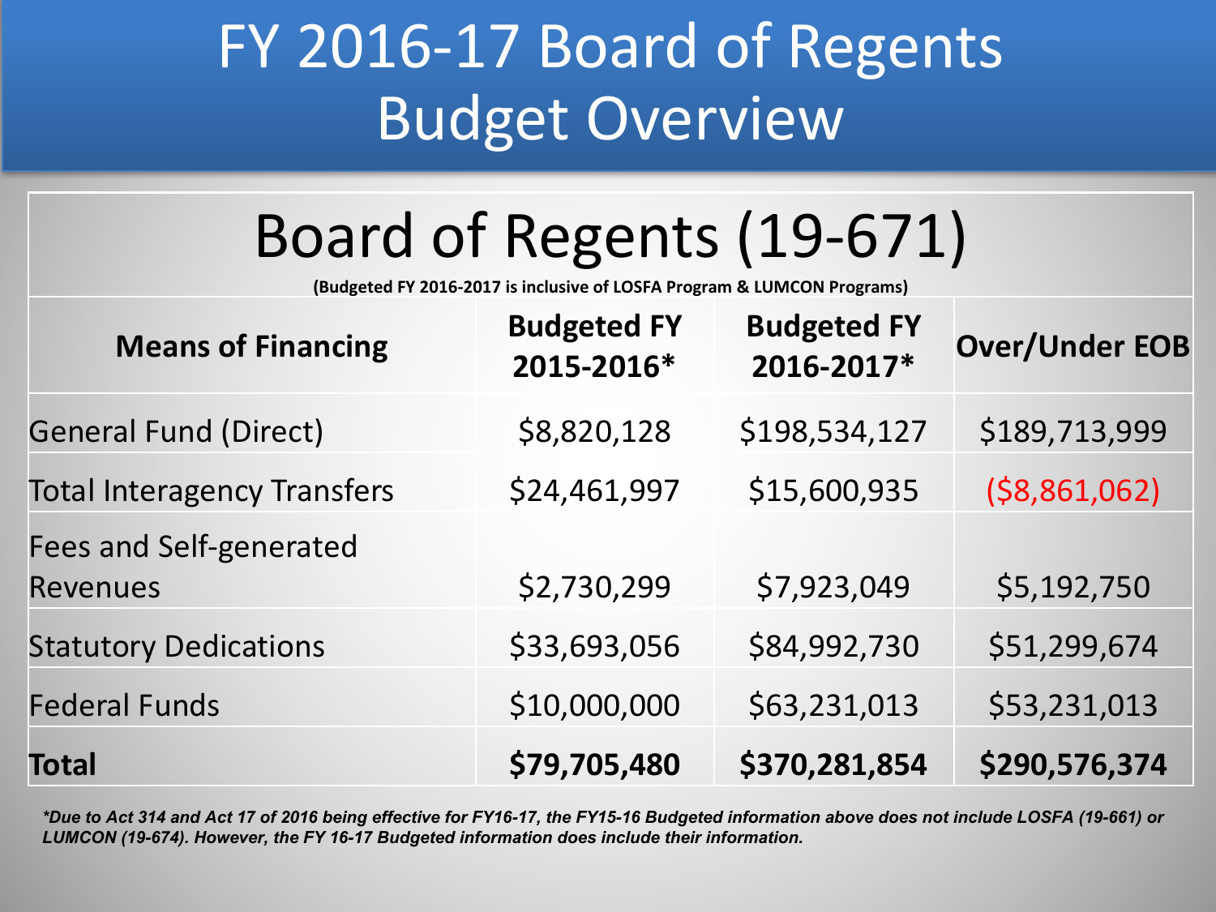# FY 2016-17 Board of Regents Budget Overview

## Board of Regents (19-671)

**(Budgeted FY 2016-2017 is inclusive of LOSFA Program & LUMCON Programs)**

| Means of Financing | Budgeted FY 2015-2016* | Budgeted FY 2016-2017* | Over/Under EOB |
|---|---|---|---|
| General Fund (Direct) | $8,820,128 | $198,534,127 | $189,713,999 |
| Total Interagency Transfers | $24,461,997 | $15,600,935 | ($8,861,062) |
| Fees and Self-generated Revenues | $2,730,299 | $7,923,049 | $5,192,750 |
| Statutory Dedications | $33,693,056 | $84,992,730 | $51,299,674 |
| Federal Funds | $10,000,000 | $63,231,013 | $53,231,013 |
| **Total** | **$79,705,480** | **$370,281,854** | **$290,576,374** |

***Due to Act 314 and Act 17 of 2016 being effective for FY16-17, the FY15-16 Budgeted information above does not include LOSFA (19-661) or LUMCON (19-674). However, the FY 16-17 Budgeted information does include their information.***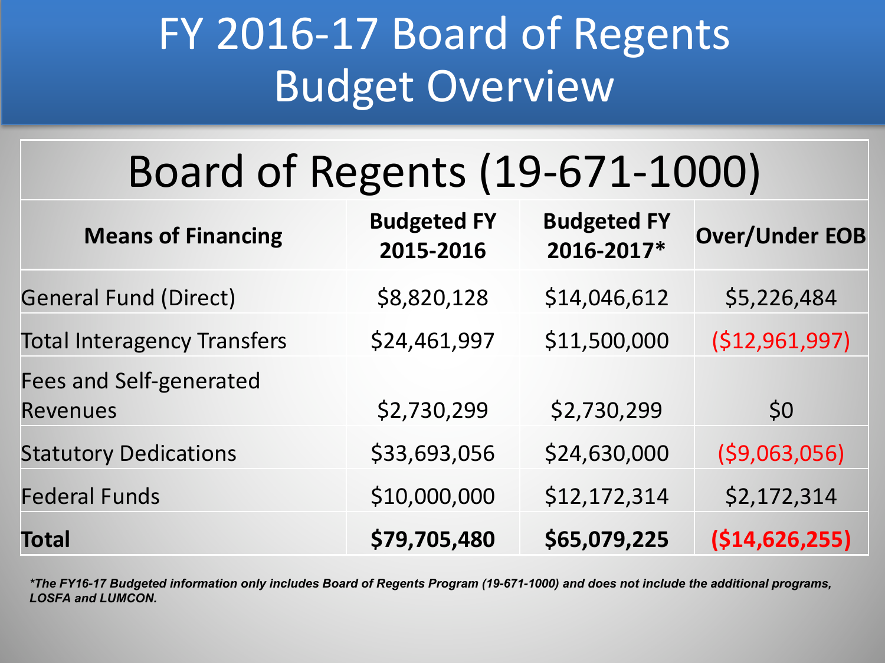# FY 2016-17 Board of Regents Budget Overview

## Board of Regents (19-671-1000)

| Means of Financing | Budgeted FY 2015-2016 | Budgeted FY 2016-2017* | Over/Under EOB |
|---|---|---|---|
| General Fund (Direct) | $8,820,128 | $14,046,612 | $5,226,484 |
| Total Interagency Transfers | $24,461,997 | $11,500,000 | ($12,961,997) |
| Fees and Self-generated Revenues | $2,730,299 | $2,730,299 | $0 |
| Statutory Dedications | $33,693,056 | $24,630,000 | ($9,063,056) |
| Federal Funds | $10,000,000 | $12,172,314 | $2,172,314 |
| **Total** | **$79,705,480** | **$65,079,225** | **($14,626,255)** |

***The FY16-17 Budgeted information only includes Board of Regents Program (19-671-1000) and does not include the additional programs, LOSFA and LUMCON.***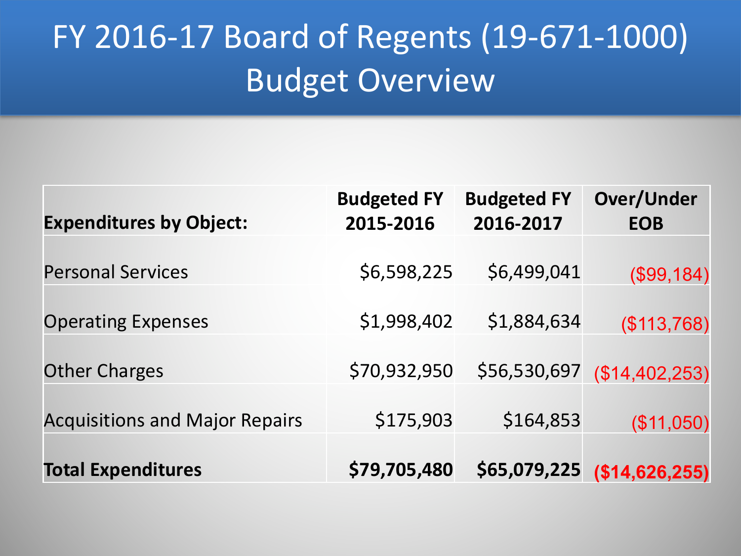# FY 2016-17 Board of Regents (19-671-1000) Budget Overview

| **Expenditures by Object:** | **Budgeted FY 2015-2016** | **Budgeted FY 2016-2017** | **Over/Under EOB** |
|---|---|---|---|
| Personal Services | $6,598,225 | $6,499,041 | ($99,184) |
| Operating Expenses | $1,998,402 | $1,884,634 | ($113,768) |
| Other Charges | $70,932,950 | $56,530,697 | ($14,402,253) |
| Acquisitions and Major Repairs | $175,903 | $164,853 | ($11,050) |
| **Total Expenditures** | **$79,705,480** | **$65,079,225** | **($14,626,255)** |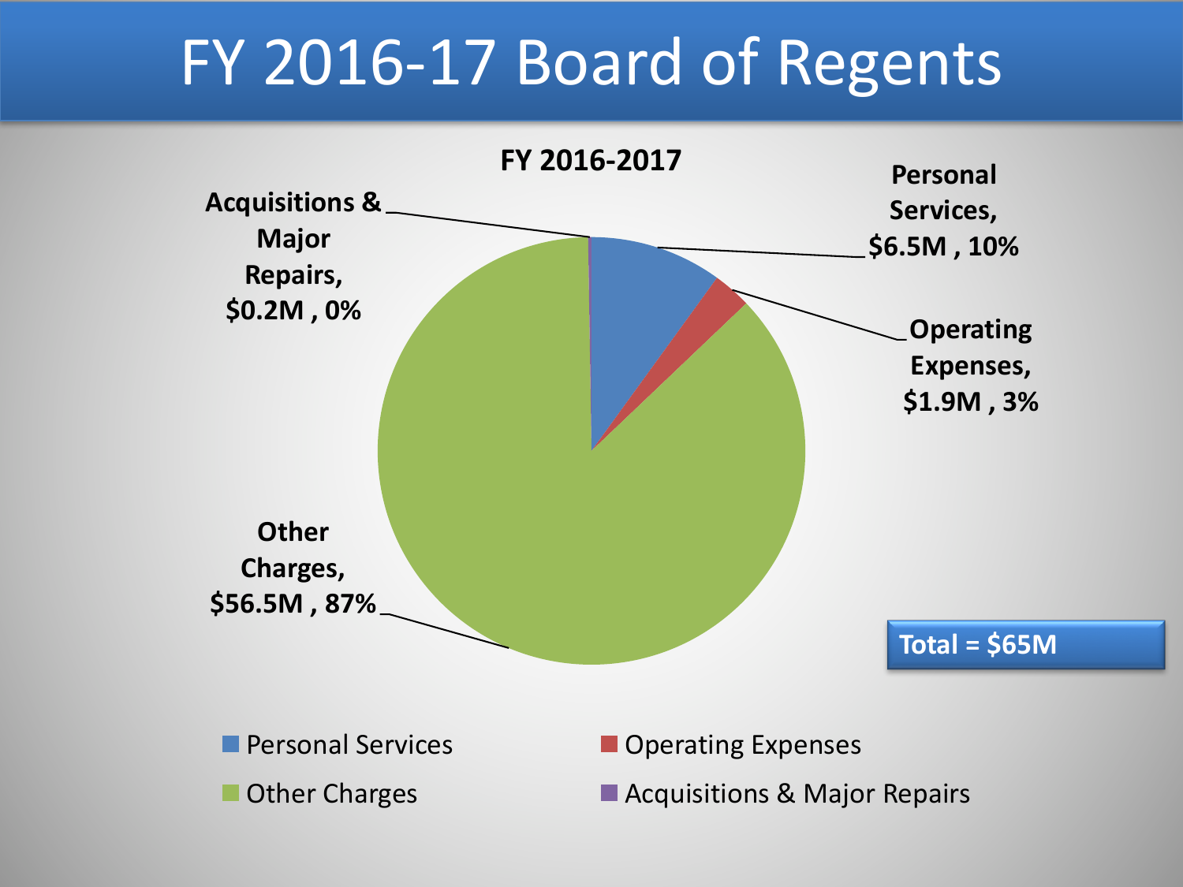# FY 2016-17 Board of Regents

**FY 2016-2017**

| Category | Amount | Percent |
|---|---|---|
| Personal Services | $6.5M | 10% |
| Operating Expenses | $1.9M | 3% |
| Other Charges | $56.5M | 87% |
| Acquisitions & Major Repairs | $0.2M | 0% |

**Total = $65M**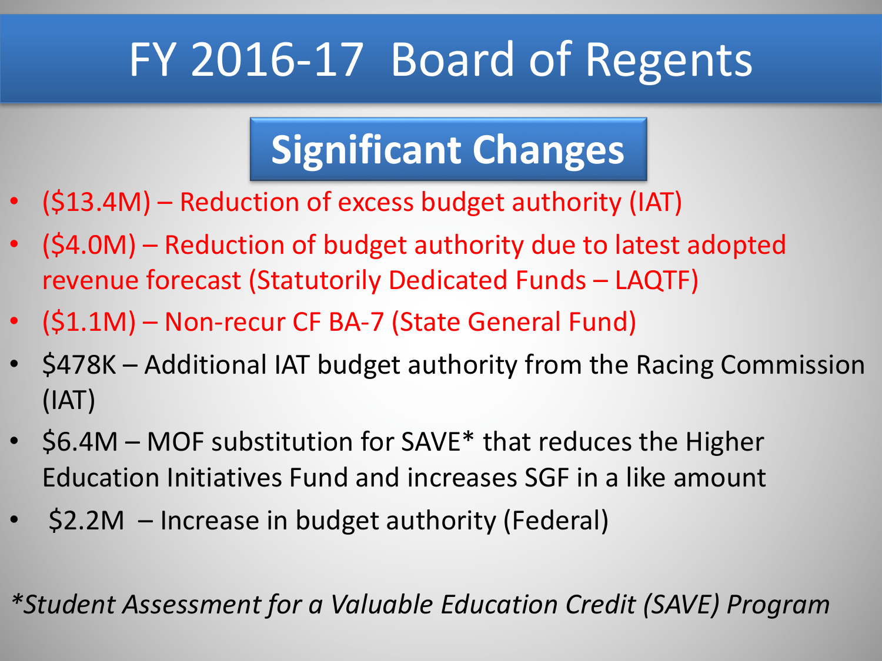# FY 2016-17 Board of Regents

## Significant Changes

- ($13.4M) – Reduction of excess budget authority (IAT)
- ($4.0M) – Reduction of budget authority due to latest adopted revenue forecast (Statutorily Dedicated Funds – LAQTF)
- ($1.1M) – Non-recur CF BA-7 (State General Fund)
- $478K – Additional IAT budget authority from the Racing Commission (IAT)
- $6.4M – MOF substitution for SAVE* that reduces the Higher Education Initiatives Fund and increases SGF in a like amount
- $2.2M – Increase in budget authority (Federal)

*\*Student Assessment for a Valuable Education Credit (SAVE) Program*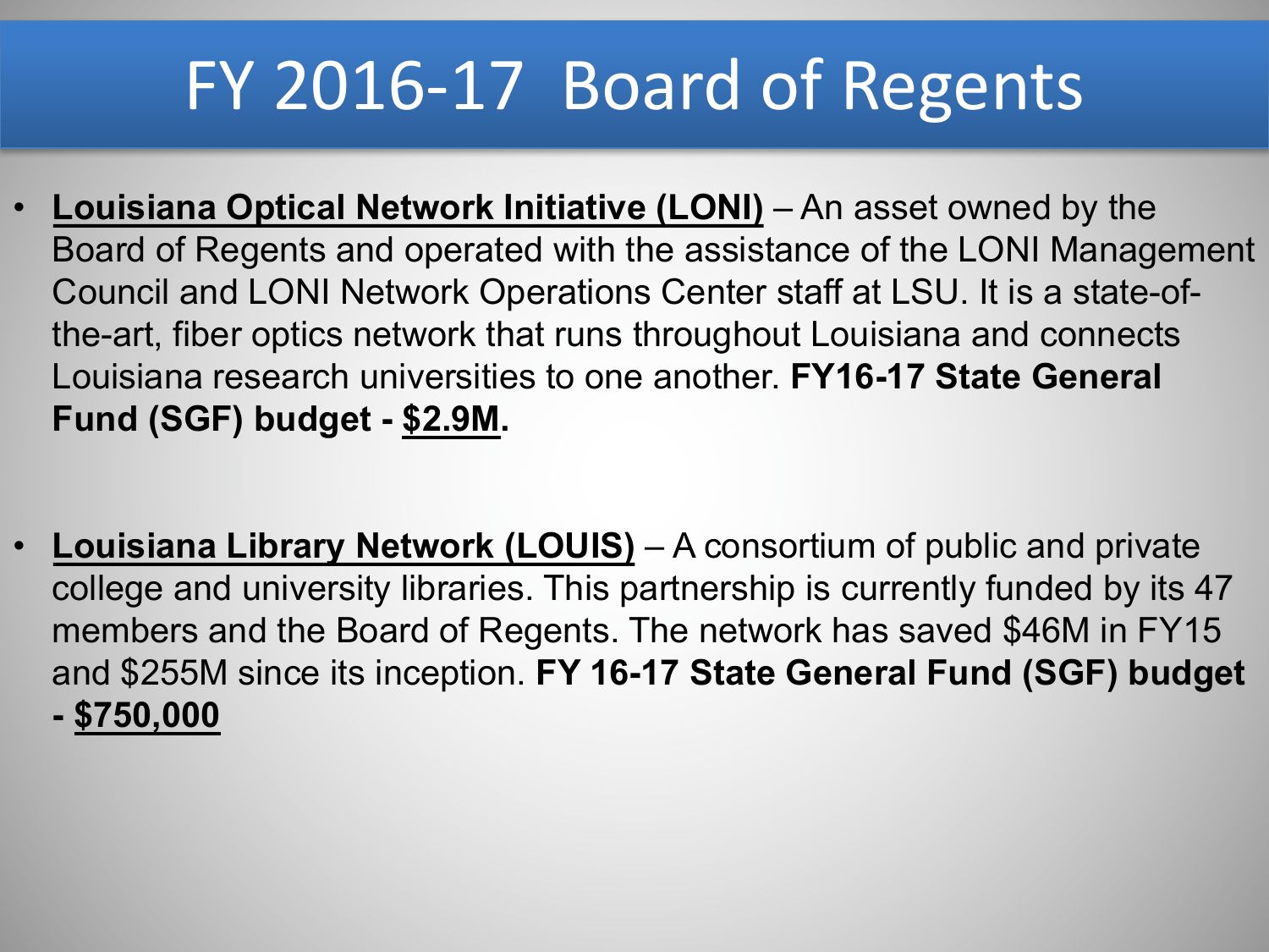# FY 2016-17 Board of Regents

- **Louisiana Optical Network Initiative (LONI)** – An asset owned by the Board of Regents and operated with the assistance of the LONI Management Council and LONI Network Operations Center staff at LSU. It is a state-of-the-art, fiber optics network that runs throughout Louisiana and connects Louisiana research universities to one another. **FY16-17 State General Fund (SGF) budget - $2.9M.**

- **Louisiana Library Network (LOUIS)** – A consortium of public and private college and university libraries. This partnership is currently funded by its 47 members and the Board of Regents. The network has saved $46M in FY15 and $255M since its inception. **FY 16-17 State General Fund (SGF) budget - $750,000**